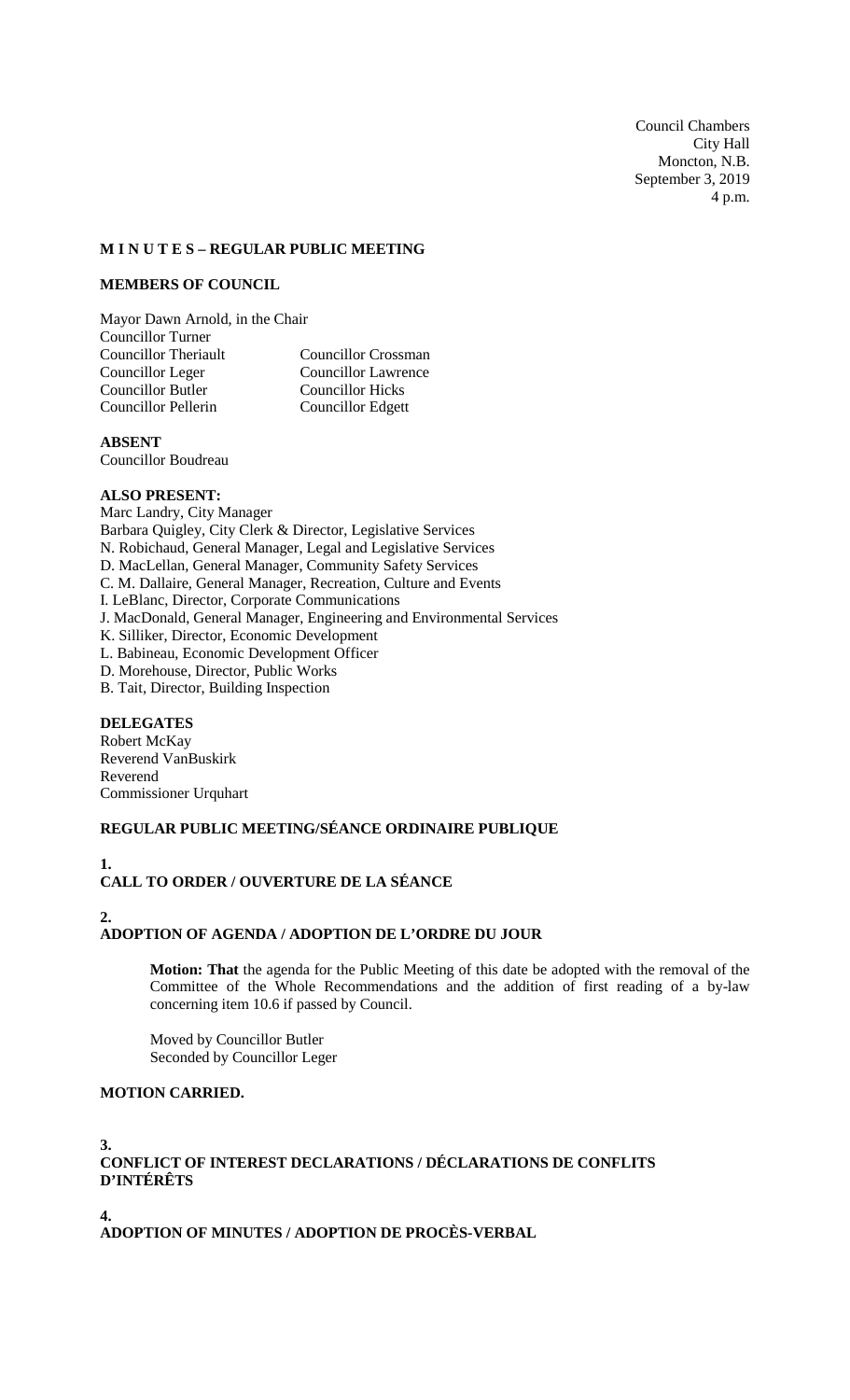Council Chambers
City Hall
Moncton, N.B.
September 3, 2019
4 p.m.

**M I N U T E S – REGULAR PUBLIC MEETING**

**MEMBERS OF COUNCIL**

Mayor Dawn Arnold, in the Chair
Councillor Turner
Councillor Theriault
Councillor Leger
Councillor Butler
Councillor Pellerin
Councillor Crossman
Councillor Lawrence
Councillor Hicks
Councillor Edgett

**ABSENT**
Councillor Boudreau

**ALSO PRESENT:**
Marc Landry, City Manager
Barbara Quigley, City Clerk & Director, Legislative Services
N. Robichaud, General Manager, Legal and Legislative Services
D. MacLellan, General Manager, Community Safety Services
C. M. Dallaire, General Manager, Recreation, Culture and Events
I. LeBlanc, Director, Corporate Communications
J. MacDonald, General Manager, Engineering and Environmental Services
K. Silliker, Director, Economic Development
L. Babineau, Economic Development Officer
D. Morehouse, Director, Public Works
B. Tait, Director, Building Inspection

**DELEGATES**
Robert McKay
Reverend VanBuskirk
Reverend
Commissioner Urquhart

**REGULAR PUBLIC MEETING/SÉANCE ORDINAIRE PUBLIQUE**

**1.**
**CALL TO ORDER / OUVERTURE DE LA SÉANCE**

**2.**
**ADOPTION OF AGENDA / ADOPTION DE L'ORDRE DU JOUR**

**Motion: That** the agenda for the Public Meeting of this date be adopted with the removal of the Committee of the Whole Recommendations and the addition of first reading of a by-law concerning item 10.6 if passed by Council.

Moved by Councillor Butler
Seconded by Councillor Leger

**MOTION CARRIED.**

**3.**
**CONFLICT OF INTEREST DECLARATIONS / DÉCLARATIONS DE CONFLITS D'INTÉRÊTS**

**4.**
**ADOPTION OF MINUTES / ADOPTION DE PROCÈS-VERBAL**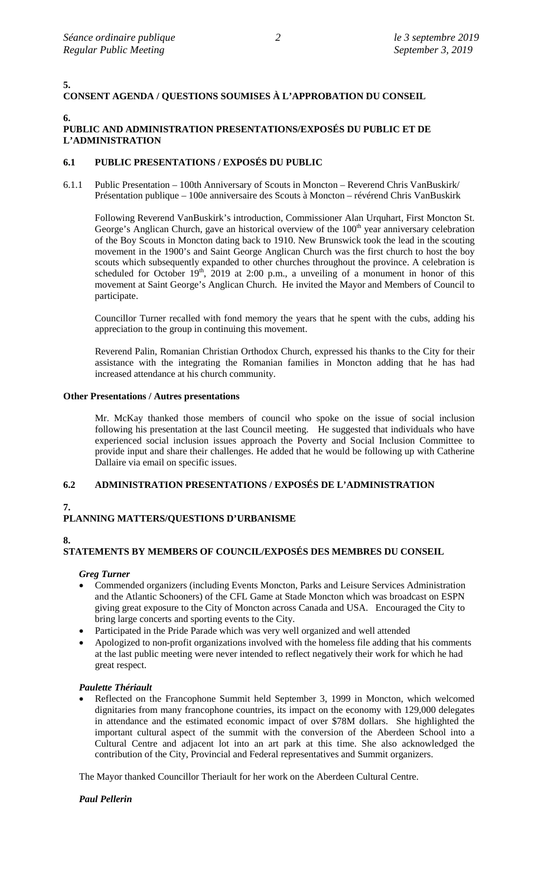## 5. CONSENT AGENDA / QUESTIONS SOUMISES À L'APPROBATION DU CONSEIL

## 6. PUBLIC AND ADMINISTRATION PRESENTATIONS/EXPOSÉS DU PUBLIC ET DE L'ADMINISTRATION

### 6.1 PUBLIC PRESENTATIONS / EXPOSÉS DU PUBLIC

6.1.1 Public Presentation – 100th Anniversary of Scouts in Moncton – Reverend Chris VanBuskirk/ Présentation publique – 100e anniversaire des Scouts à Moncton – révérend Chris VanBuskirk

Following Reverend VanBuskirk's introduction, Commissioner Alan Urquhart, First Moncton St. George's Anglican Church, gave an historical overview of the 100th year anniversary celebration of the Boy Scouts in Moncton dating back to 1910. New Brunswick took the lead in the scouting movement in the 1900's and Saint George Anglican Church was the first church to host the boy scouts which subsequently expanded to other churches throughout the province. A celebration is scheduled for October 19th, 2019 at 2:00 p.m., a unveiling of a monument in honor of this movement at Saint George's Anglican Church. He invited the Mayor and Members of Council to participate.

Councillor Turner recalled with fond memory the years that he spent with the cubs, adding his appreciation to the group in continuing this movement.

Reverend Palin, Romanian Christian Orthodox Church, expressed his thanks to the City for their assistance with the integrating the Romanian families in Moncton adding that he has had increased attendance at his church community.

**Other Presentations / Autres presentations**

Mr. McKay thanked those members of council who spoke on the issue of social inclusion following his presentation at the last Council meeting. He suggested that individuals who have experienced social inclusion issues approach the Poverty and Social Inclusion Committee to provide input and share their challenges. He added that he would be following up with Catherine Dallaire via email on specific issues.

### 6.2 ADMINISTRATION PRESENTATIONS / EXPOSÉS DE L'ADMINISTRATION

## 7. PLANNING MATTERS/QUESTIONS D'URBANISME

## 8. STATEMENTS BY MEMBERS OF COUNCIL/EXPOSÉS DES MEMBRES DU CONSEIL

***Greg Turner***

- Commended organizers (including Events Moncton, Parks and Leisure Services Administration and the Atlantic Schooners) of the CFL Game at Stade Moncton which was broadcast on ESPN giving great exposure to the City of Moncton across Canada and USA. Encouraged the City to bring large concerts and sporting events to the City.
- Participated in the Pride Parade which was very well organized and well attended
- Apologized to non-profit organizations involved with the homeless file adding that his comments at the last public meeting were never intended to reflect negatively their work for which he had great respect.

***Paulette Thériault***

- Reflected on the Francophone Summit held September 3, 1999 in Moncton, which welcomed dignitaries from many francophone countries, its impact on the economy with 129,000 delegates in attendance and the estimated economic impact of over $78M dollars. She highlighted the important cultural aspect of the summit with the conversion of the Aberdeen School into a Cultural Centre and adjacent lot into an art park at this time. She also acknowledged the contribution of the City, Provincial and Federal representatives and Summit organizers.

The Mayor thanked Councillor Theriault for her work on the Aberdeen Cultural Centre.

***Paul Pellerin***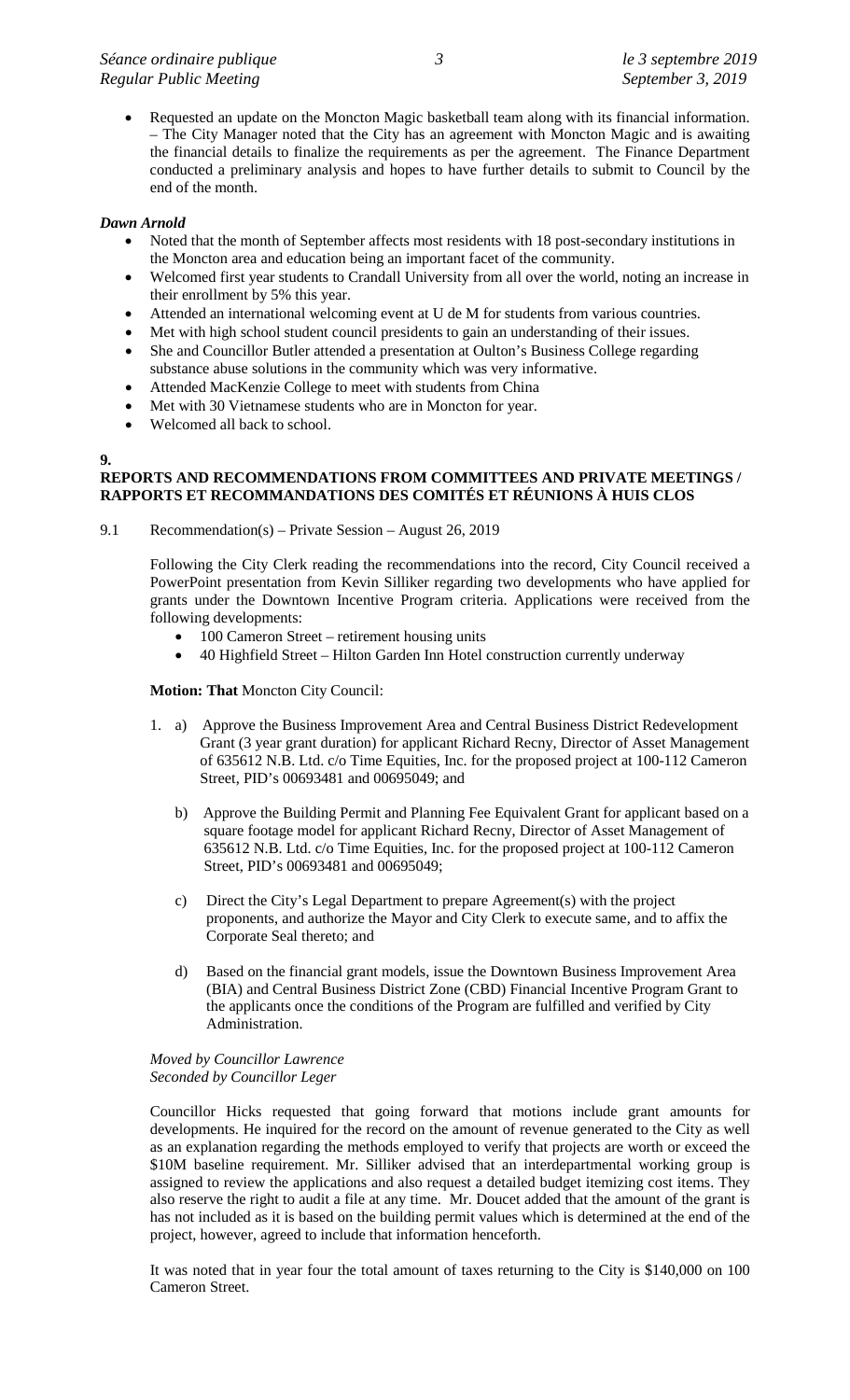- Requested an update on the Moncton Magic basketball team along with its financial information. – The City Manager noted that the City has an agreement with Moncton Magic and is awaiting the financial details to finalize the requirements as per the agreement. The Finance Department conducted a preliminary analysis and hopes to have further details to submit to Council by the end of the month.

***Dawn Arnold***

- Noted that the month of September affects most residents with 18 post-secondary institutions in the Moncton area and education being an important facet of the community.
- Welcomed first year students to Crandall University from all over the world, noting an increase in their enrollment by 5% this year.
- Attended an international welcoming event at U de M for students from various countries.
- Met with high school student council presidents to gain an understanding of their issues.
- She and Councillor Butler attended a presentation at Oulton's Business College regarding substance abuse solutions in the community which was very informative.
- Attended MacKenzie College to meet with students from China
- Met with 30 Vietnamese students who are in Moncton for year.
- Welcomed all back to school.

## 9. REPORTS AND RECOMMENDATIONS FROM COMMITTEES AND PRIVATE MEETINGS / RAPPORTS ET RECOMMANDATIONS DES COMITÉS ET RÉUNIONS À HUIS CLOS

9.1 Recommendation(s) – Private Session – August 26, 2019

Following the City Clerk reading the recommendations into the record, City Council received a PowerPoint presentation from Kevin Silliker regarding two developments who have applied for grants under the Downtown Incentive Program criteria. Applications were received from the following developments:

- 100 Cameron Street – retirement housing units
- 40 Highfield Street – Hilton Garden Inn Hotel construction currently underway

**Motion: That** Moncton City Council:

1. a) Approve the Business Improvement Area and Central Business District Redevelopment Grant (3 year grant duration) for applicant Richard Recny, Director of Asset Management of 635612 N.B. Ltd. c/o Time Equities, Inc. for the proposed project at 100-112 Cameron Street, PID's 00693481 and 00695049; and

   b) Approve the Building Permit and Planning Fee Equivalent Grant for applicant based on a square footage model for applicant Richard Recny, Director of Asset Management of 635612 N.B. Ltd. c/o Time Equities, Inc. for the proposed project at 100-112 Cameron Street, PID's 00693481 and 00695049;

   c) Direct the City's Legal Department to prepare Agreement(s) with the project proponents, and authorize the Mayor and City Clerk to execute same, and to affix the Corporate Seal thereto; and

   d) Based on the financial grant models, issue the Downtown Business Improvement Area (BIA) and Central Business District Zone (CBD) Financial Incentive Program Grant to the applicants once the conditions of the Program are fulfilled and verified by City Administration.

*Moved by Councillor Lawrence*
*Seconded by Councillor Leger*

Councillor Hicks requested that going forward that motions include grant amounts for developments. He inquired for the record on the amount of revenue generated to the City as well as an explanation regarding the methods employed to verify that projects are worth or exceed the \$10M baseline requirement. Mr. Silliker advised that an interdepartmental working group is assigned to review the applications and also request a detailed budget itemizing cost items. They also reserve the right to audit a file at any time. Mr. Doucet added that the amount of the grant is has not included as it is based on the building permit values which is determined at the end of the project, however, agreed to include that information henceforth.

It was noted that in year four the total amount of taxes returning to the City is \$140,000 on 100 Cameron Street.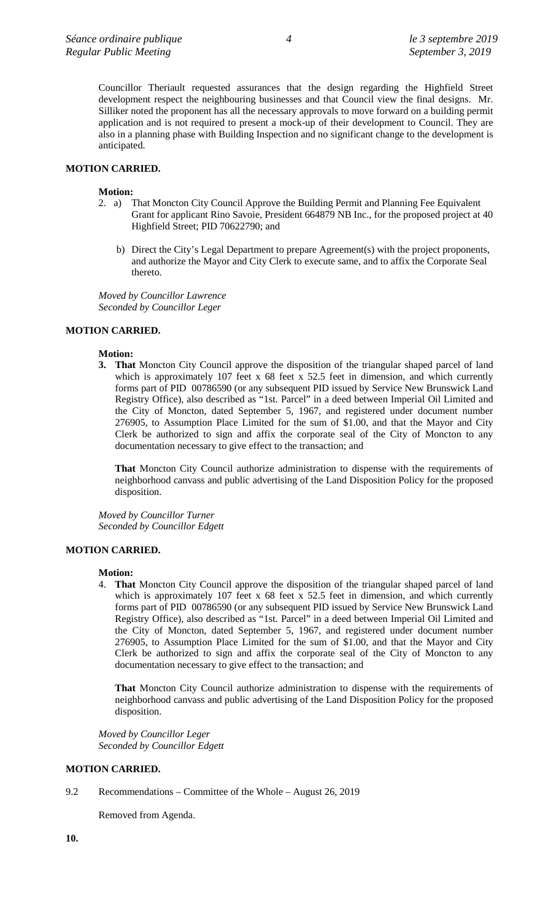Councillor Theriault requested assurances that the design regarding the Highfield Street development respect the neighbouring businesses and that Council view the final designs. Mr. Silliker noted the proponent has all the necessary approvals to move forward on a building permit application and is not required to present a mock-up of their development to Council. They are also in a planning phase with Building Inspection and no significant change to the development is anticipated.

**MOTION CARRIED.**

**Motion:**

2. a) That Moncton City Council Approve the Building Permit and Planning Fee Equivalent Grant for applicant Rino Savoie, President 664879 NB Inc., for the proposed project at 40 Highfield Street; PID 70622790; and

   b) Direct the City's Legal Department to prepare Agreement(s) with the project proponents, and authorize the Mayor and City Clerk to execute same, and to affix the Corporate Seal thereto.

*Moved by Councillor Lawrence*
*Seconded by Councillor Leger*

**MOTION CARRIED.**

**Motion:**

**3. That** Moncton City Council approve the disposition of the triangular shaped parcel of land which is approximately 107 feet x 68 feet x 52.5 feet in dimension, and which currently forms part of PID 00786590 (or any subsequent PID issued by Service New Brunswick Land Registry Office), also described as "1st. Parcel" in a deed between Imperial Oil Limited and the City of Moncton, dated September 5, 1967, and registered under document number 276905, to Assumption Place Limited for the sum of $1.00, and that the Mayor and City Clerk be authorized to sign and affix the corporate seal of the City of Moncton to any documentation necessary to give effect to the transaction; and

**That** Moncton City Council authorize administration to dispense with the requirements of neighborhood canvass and public advertising of the Land Disposition Policy for the proposed disposition.

*Moved by Councillor Turner*
*Seconded by Councillor Edgett*

**MOTION CARRIED.**

**Motion:**

4. **That** Moncton City Council approve the disposition of the triangular shaped parcel of land which is approximately 107 feet x 68 feet x 52.5 feet in dimension, and which currently forms part of PID 00786590 (or any subsequent PID issued by Service New Brunswick Land Registry Office), also described as "1st. Parcel" in a deed between Imperial Oil Limited and the City of Moncton, dated September 5, 1967, and registered under document number 276905, to Assumption Place Limited for the sum of $1.00, and that the Mayor and City Clerk be authorized to sign and affix the corporate seal of the City of Moncton to any documentation necessary to give effect to the transaction; and

**That** Moncton City Council authorize administration to dispense with the requirements of neighborhood canvass and public advertising of the Land Disposition Policy for the proposed disposition.

*Moved by Councillor Leger*
*Seconded by Councillor Edgett*

**MOTION CARRIED.**

9.2 Recommendations – Committee of the Whole – August 26, 2019

Removed from Agenda.

**10.**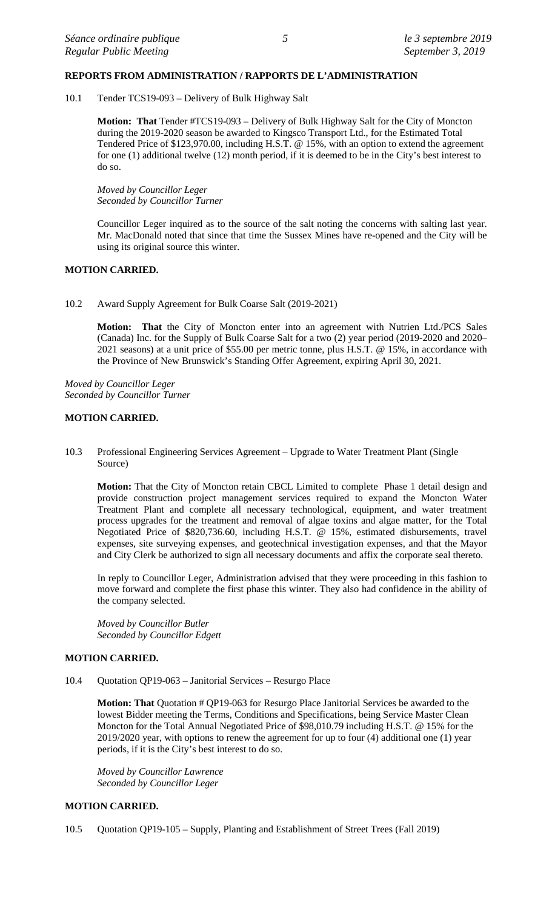## REPORTS FROM ADMINISTRATION / RAPPORTS DE L'ADMINISTRATION

10.1 Tender TCS19-093 – Delivery of Bulk Highway Salt

**Motion: That** Tender #TCS19-093 – Delivery of Bulk Highway Salt for the City of Moncton during the 2019-2020 season be awarded to Kingsco Transport Ltd., for the Estimated Total Tendered Price of $123,970.00, including H.S.T. @ 15%, with an option to extend the agreement for one (1) additional twelve (12) month period, if it is deemed to be in the City's best interest to do so.

*Moved by Councillor Leger*
*Seconded by Councillor Turner*

Councillor Leger inquired as to the source of the salt noting the concerns with salting last year. Mr. MacDonald noted that since that time the Sussex Mines have re-opened and the City will be using its original source this winter.

**MOTION CARRIED.**

10.2 Award Supply Agreement for Bulk Coarse Salt (2019-2021)

**Motion: That** the City of Moncton enter into an agreement with Nutrien Ltd./PCS Sales (Canada) Inc. for the Supply of Bulk Coarse Salt for a two (2) year period (2019-2020 and 2020–2021 seasons) at a unit price of $55.00 per metric tonne, plus H.S.T. @ 15%, in accordance with the Province of New Brunswick's Standing Offer Agreement, expiring April 30, 2021.

*Moved by Councillor Leger*
*Seconded by Councillor Turner*

**MOTION CARRIED.**

10.3 Professional Engineering Services Agreement – Upgrade to Water Treatment Plant (Single Source)

**Motion:** That the City of Moncton retain CBCL Limited to complete Phase 1 detail design and provide construction project management services required to expand the Moncton Water Treatment Plant and complete all necessary technological, equipment, and water treatment process upgrades for the treatment and removal of algae toxins and algae matter, for the Total Negotiated Price of $820,736.60, including H.S.T. @ 15%, estimated disbursements, travel expenses, site surveying expenses, and geotechnical investigation expenses, and that the Mayor and City Clerk be authorized to sign all necessary documents and affix the corporate seal thereto.

In reply to Councillor Leger, Administration advised that they were proceeding in this fashion to move forward and complete the first phase this winter. They also had confidence in the ability of the company selected.

*Moved by Councillor Butler*
*Seconded by Councillor Edgett*

**MOTION CARRIED.**

10.4 Quotation QP19-063 – Janitorial Services – Resurgo Place

**Motion: That** Quotation # QP19-063 for Resurgo Place Janitorial Services be awarded to the lowest Bidder meeting the Terms, Conditions and Specifications, being Service Master Clean Moncton for the Total Annual Negotiated Price of $98,010.79 including H.S.T. @ 15% for the 2019/2020 year, with options to renew the agreement for up to four (4) additional one (1) year periods, if it is the City's best interest to do so.

*Moved by Councillor Lawrence*
*Seconded by Councillor Leger*

**MOTION CARRIED.**

10.5 Quotation QP19-105 – Supply, Planting and Establishment of Street Trees (Fall 2019)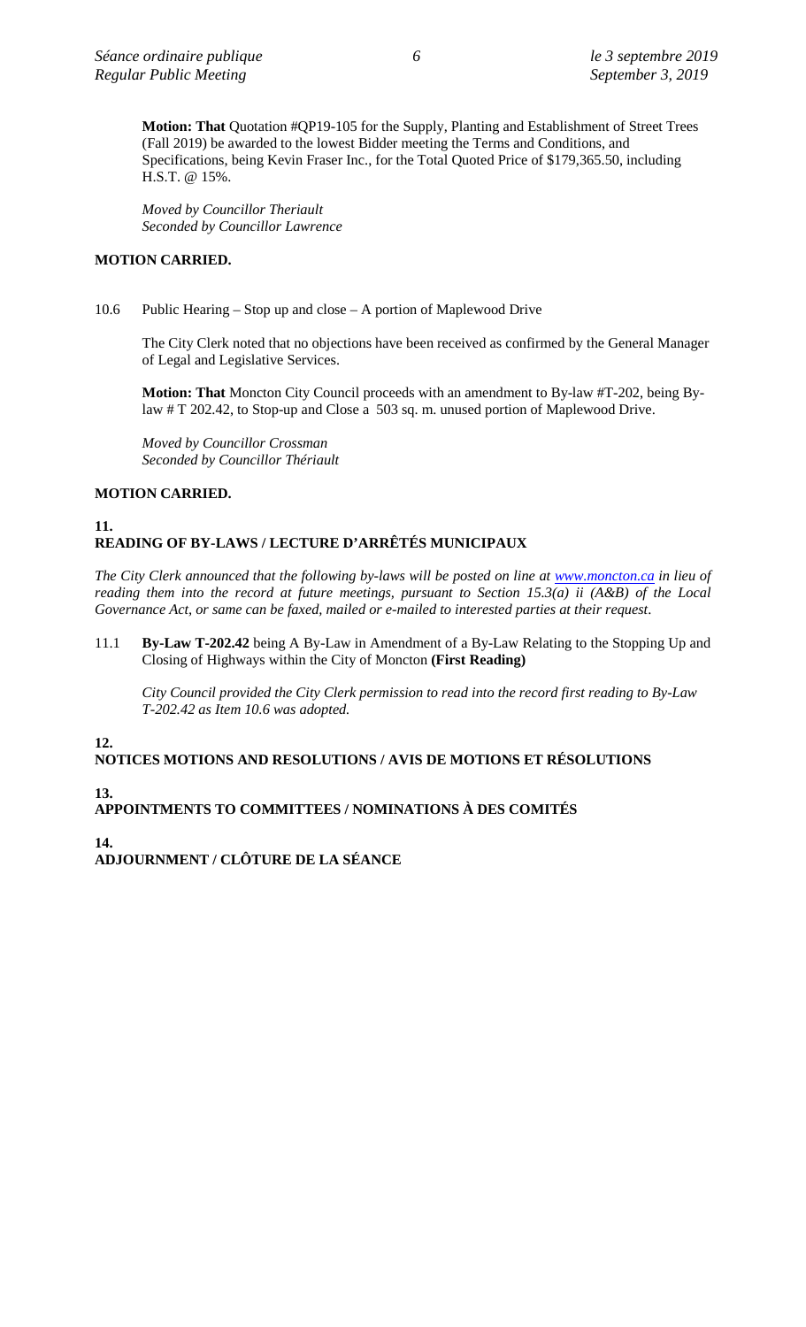**Motion: That** Quotation #QP19-105 for the Supply, Planting and Establishment of Street Trees (Fall 2019) be awarded to the lowest Bidder meeting the Terms and Conditions, and Specifications, being Kevin Fraser Inc., for the Total Quoted Price of $179,365.50, including H.S.T. @ 15%.

*Moved by Councillor Theriault*
*Seconded by Councillor Lawrence*

**MOTION CARRIED.**

10.6 Public Hearing – Stop up and close – A portion of Maplewood Drive

The City Clerk noted that no objections have been received as confirmed by the General Manager of Legal and Legislative Services.

**Motion: That** Moncton City Council proceeds with an amendment to By-law #T-202, being By-law # T 202.42, to Stop-up and Close a 503 sq. m. unused portion of Maplewood Drive.

*Moved by Councillor Crossman*
*Seconded by Councillor Thériault*

**MOTION CARRIED.**

## 11. READING OF BY-LAWS / LECTURE D'ARRÊTÉS MUNICIPAUX

*The City Clerk announced that the following by-laws will be posted on line at www.moncton.ca in lieu of reading them into the record at future meetings, pursuant to Section 15.3(a) ii (A&B) of the Local Governance Act, or same can be faxed, mailed or e-mailed to interested parties at their request.*

11.1 **By-Law T-202.42** being A By-Law in Amendment of a By-Law Relating to the Stopping Up and Closing of Highways within the City of Moncton **(First Reading)**

*City Council provided the City Clerk permission to read into the record first reading to By-Law T-202.42 as Item 10.6 was adopted.*

## 12. NOTICES MOTIONS AND RESOLUTIONS / AVIS DE MOTIONS ET RÉSOLUTIONS

## 13. APPOINTMENTS TO COMMITTEES / NOMINATIONS À DES COMITÉS

## 14. ADJOURNMENT / CLÔTURE DE LA SÉANCE